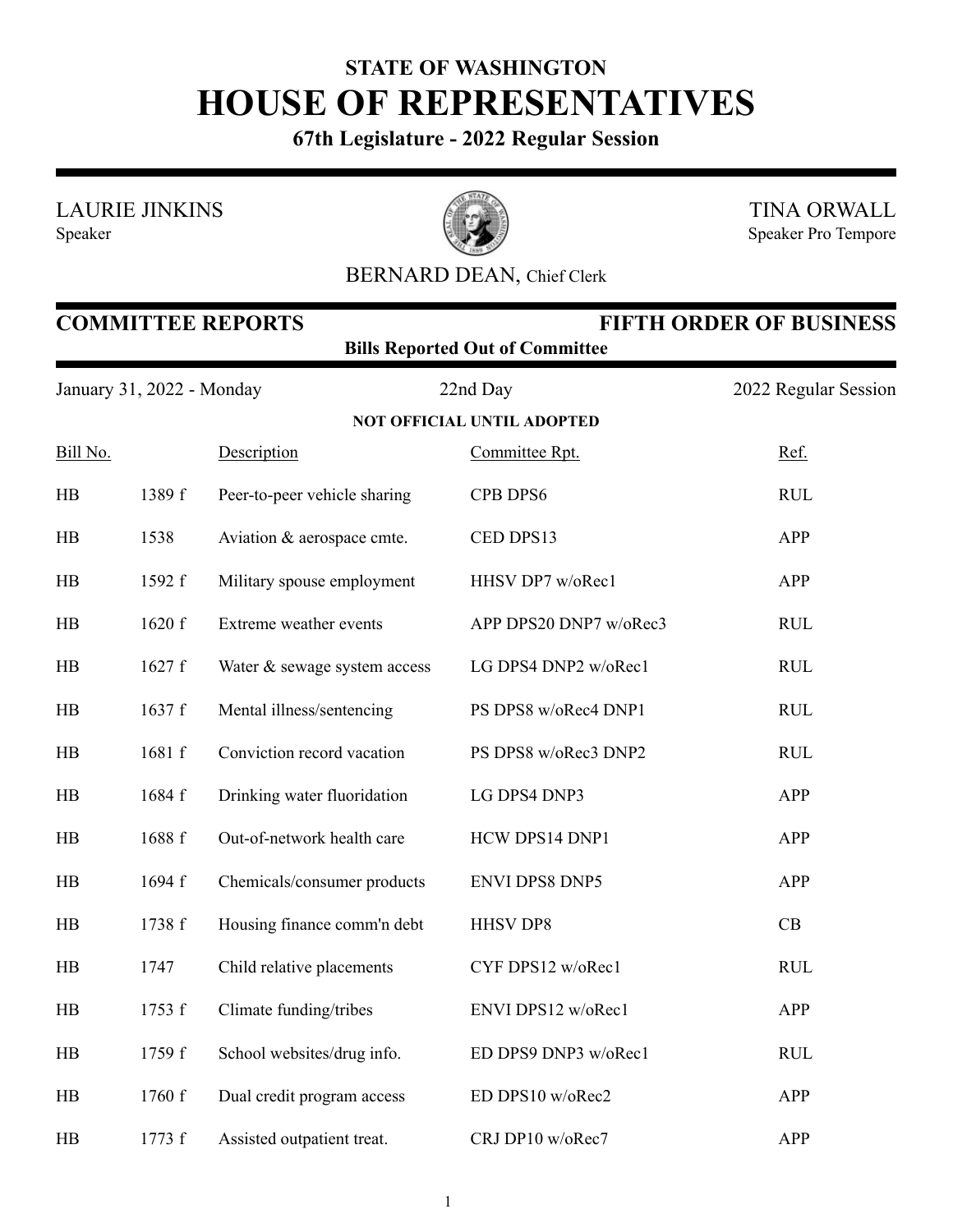**STATE OF WASHINGTON**

# HOUSE OF REPRESENTATIVES

**67th Legislature - 2022 Regular Session**

LAURIE JINKINS
Speaker

TINA ORWALL
Speaker Pro Tempore

BERNARD DEAN, Chief Clerk

## COMMITTEE REPORTS — FIFTH ORDER OF BUSINESS

**Bills Reported Out of Committee**

January 31, 2022 - Monday — 22nd Day — 2022 Regular Session

**NOT OFFICIAL UNTIL ADOPTED**

| Bill No. | | Description | Committee Rpt. | Ref. |
|---|---|---|---|---|
| HB | 1389 f | Peer-to-peer vehicle sharing | CPB DPS6 | RUL |
| HB | 1538 | Aviation & aerospace cmte. | CED DPS13 | APP |
| HB | 1592 f | Military spouse employment | HHSV DP7 w/oRec1 | APP |
| HB | 1620 f | Extreme weather events | APP DPS20 DNP7 w/oRec3 | RUL |
| HB | 1627 f | Water & sewage system access | LG DPS4 DNP2 w/oRec1 | RUL |
| HB | 1637 f | Mental illness/sentencing | PS DPS8 w/oRec4 DNP1 | RUL |
| HB | 1681 f | Conviction record vacation | PS DPS8 w/oRec3 DNP2 | RUL |
| HB | 1684 f | Drinking water fluoridation | LG DPS4 DNP3 | APP |
| HB | 1688 f | Out-of-network health care | HCW DPS14 DNP1 | APP |
| HB | 1694 f | Chemicals/consumer products | ENVI DPS8 DNP5 | APP |
| HB | 1738 f | Housing finance comm'n debt | HHSV DP8 | CB |
| HB | 1747 | Child relative placements | CYF DPS12 w/oRec1 | RUL |
| HB | 1753 f | Climate funding/tribes | ENVI DPS12 w/oRec1 | APP |
| HB | 1759 f | School websites/drug info. | ED DPS9 DNP3 w/oRec1 | RUL |
| HB | 1760 f | Dual credit program access | ED DPS10 w/oRec2 | APP |
| HB | 1773 f | Assisted outpatient treat. | CRJ DP10 w/oRec7 | APP |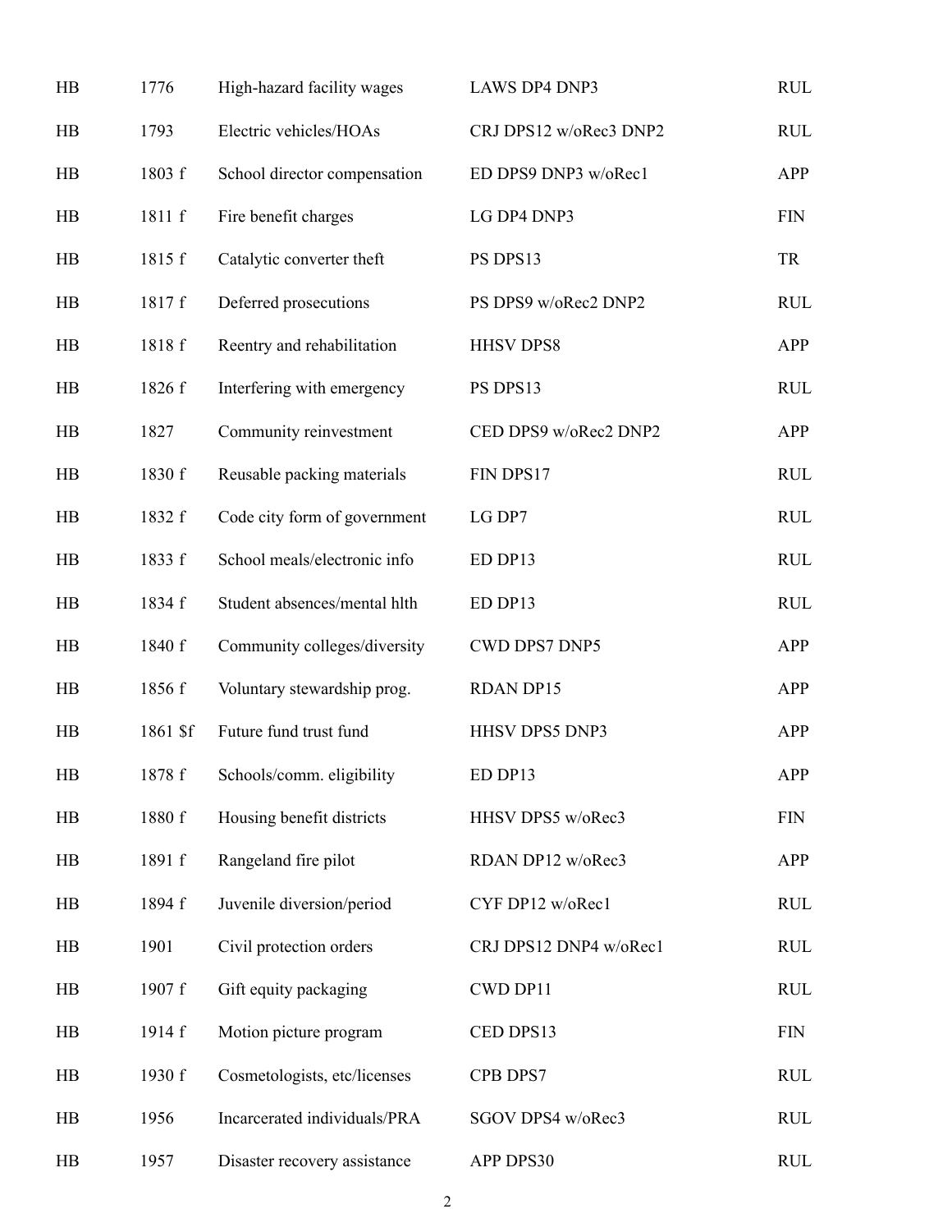| HB | 1776 | High-hazard facility wages | LAWS DP4 DNP3 | RUL |
|---|---|---|---|---|
| HB | 1793 | Electric vehicles/HOAs | CRJ DPS12 w/oRec3 DNP2 | RUL |
| HB | 1803 f | School director compensation | ED DPS9 DNP3 w/oRec1 | APP |
| HB | 1811 f | Fire benefit charges | LG DP4 DNP3 | FIN |
| HB | 1815 f | Catalytic converter theft | PS DPS13 | TR |
| HB | 1817 f | Deferred prosecutions | PS DPS9 w/oRec2 DNP2 | RUL |
| HB | 1818 f | Reentry and rehabilitation | HHSV DPS8 | APP |
| HB | 1826 f | Interfering with emergency | PS DPS13 | RUL |
| HB | 1827 | Community reinvestment | CED DPS9 w/oRec2 DNP2 | APP |
| HB | 1830 f | Reusable packing materials | FIN DPS17 | RUL |
| HB | 1832 f | Code city form of government | LG DP7 | RUL |
| HB | 1833 f | School meals/electronic info | ED DP13 | RUL |
| HB | 1834 f | Student absences/mental hlth | ED DP13 | RUL |
| HB | 1840 f | Community colleges/diversity | CWD DPS7 DNP5 | APP |
| HB | 1856 f | Voluntary stewardship prog. | RDAN DP15 | APP |
| HB | 1861 $f | Future fund trust fund | HHSV DPS5 DNP3 | APP |
| HB | 1878 f | Schools/comm. eligibility | ED DP13 | APP |
| HB | 1880 f | Housing benefit districts | HHSV DPS5 w/oRec3 | FIN |
| HB | 1891 f | Rangeland fire pilot | RDAN DP12 w/oRec3 | APP |
| HB | 1894 f | Juvenile diversion/period | CYF DP12 w/oRec1 | RUL |
| HB | 1901 | Civil protection orders | CRJ DPS12 DNP4 w/oRec1 | RUL |
| HB | 1907 f | Gift equity packaging | CWD DP11 | RUL |
| HB | 1914 f | Motion picture program | CED DPS13 | FIN |
| HB | 1930 f | Cosmetologists, etc/licenses | CPB DPS7 | RUL |
| HB | 1956 | Incarcerated individuals/PRA | SGOV DPS4 w/oRec3 | RUL |
| HB | 1957 | Disaster recovery assistance | APP DPS30 | RUL |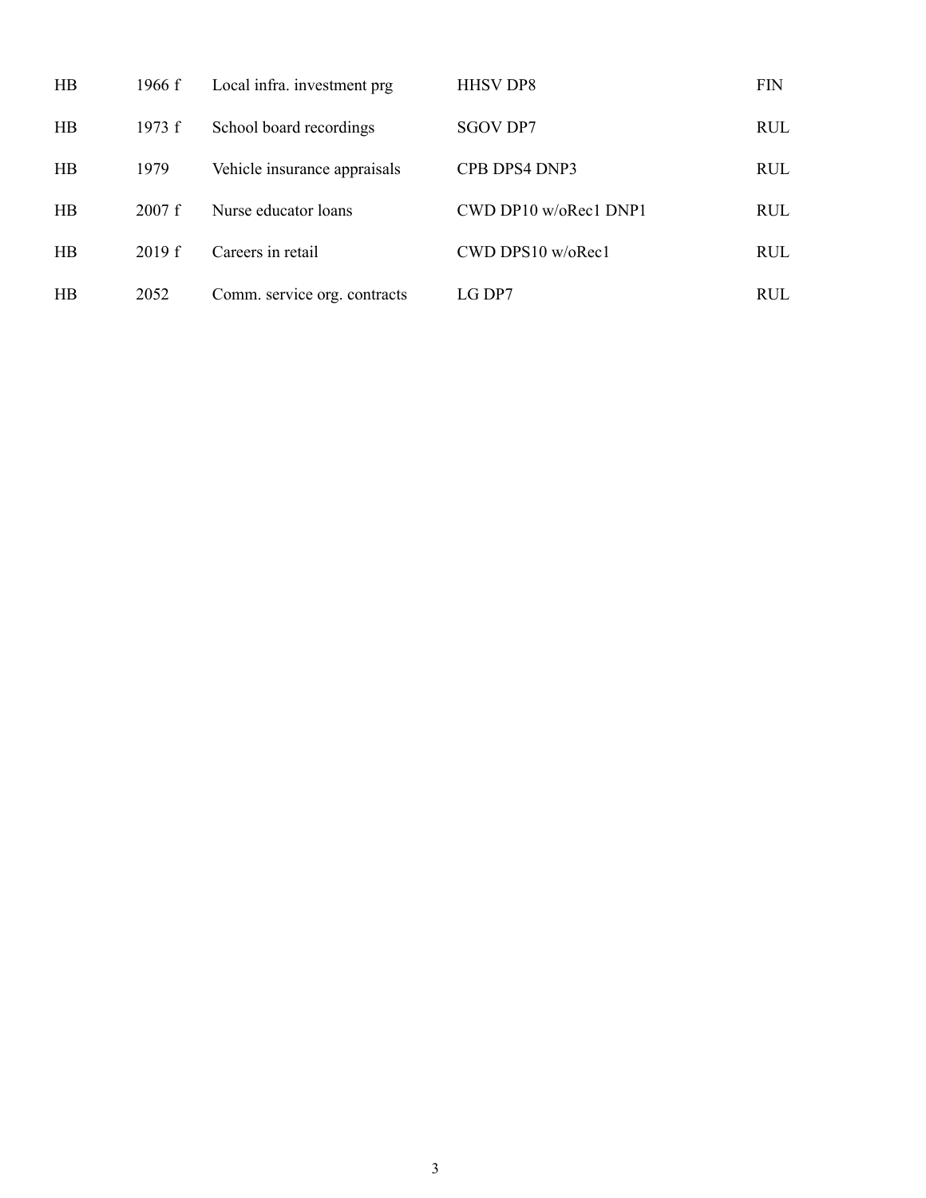| | | | | |
|---|---|---|---|---|
| HB | 1966 f | Local infra. investment prg | HHSV DP8 | FIN |
| HB | 1973 f | School board recordings | SGOV DP7 | RUL |
| HB | 1979 | Vehicle insurance appraisals | CPB DPS4 DNP3 | RUL |
| HB | 2007 f | Nurse educator loans | CWD DP10 w/oRec1 DNP1 | RUL |
| HB | 2019 f | Careers in retail | CWD DPS10 w/oRec1 | RUL |
| HB | 2052 | Comm. service org. contracts | LG DP7 | RUL |